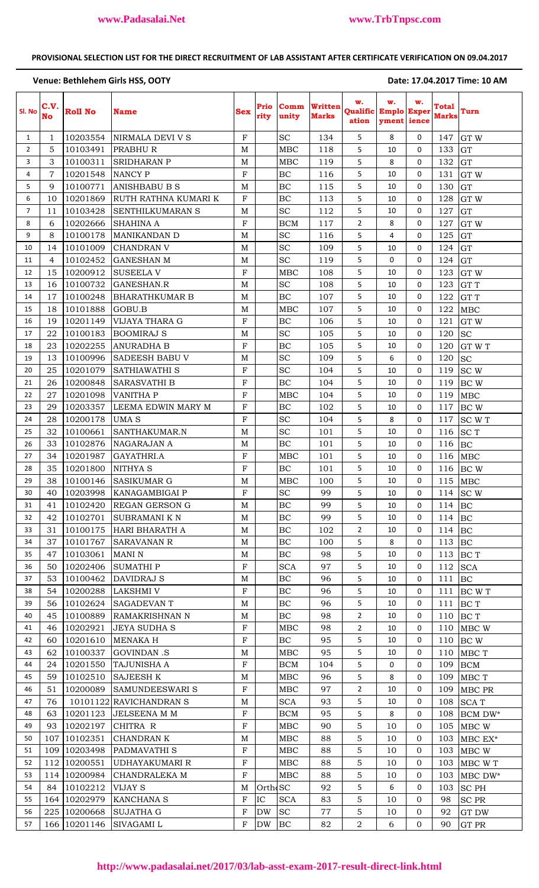**PROVISIONAL SELECTION LIST FOR THE DIRECT RECRUITMENT OF LAB ASSISTANT AFTER CERTIFICATE VERIFICATION ON 09.04.2017**

**Venue: Bethlehem Girls HSS, OOTY** **Date: 17.04.2017 Time: 10 AM**

| Sl. No | C.V. No | Roll No | Name | Sex | Priority | Community | Written Marks | W. Qualification | W. Employment | W. Experience | Total Marks | Turn |
|---|---|---|---|---|---|---|---|---|---|---|---|---|
| 1 | 1 | 10203554 | NIRMALA DEVI V S | F | | SC | 134 | 5 | 8 | 0 | 147 | GT W |
| 2 | 5 | 10103491 | PRABHU R | M | | MBC | 118 | 5 | 10 | 0 | 133 | GT |
| 3 | 3 | 10100311 | SRIDHARAN P | M | | MBC | 119 | 5 | 8 | 0 | 132 | GT |
| 4 | 7 | 10201548 | NANCY P | F | | BC | 116 | 5 | 10 | 0 | 131 | GT W |
| 5 | 9 | 10100771 | ANISHBABU B S | M | | BC | 115 | 5 | 10 | 0 | 130 | GT |
| 6 | 10 | 10201869 | RUTH RATHNA KUMARI K | F | | BC | 113 | 5 | 10 | 0 | 128 | GT W |
| 7 | 11 | 10103428 | SENTHILKUMARAN S | M | | SC | 112 | 5 | 10 | 0 | 127 | GT |
| 8 | 6 | 10202666 | SHAHINA A | F | | BCM | 117 | 2 | 8 | 0 | 127 | GT W |
| 9 | 8 | 10100178 | MANIKANDAN D | M | | SC | 116 | 5 | 4 | 0 | 125 | GT |
| 10 | 14 | 10101009 | CHANDRAN V | M | | SC | 109 | 5 | 10 | 0 | 124 | GT |
| 11 | 4 | 10102452 | GANESHAN M | M | | SC | 119 | 5 | 0 | 0 | 124 | GT |
| 12 | 15 | 10200912 | SUSEELA V | F | | MBC | 108 | 5 | 10 | 0 | 123 | GT W |
| 13 | 16 | 10100732 | GANESHAN.R | M | | SC | 108 | 5 | 10 | 0 | 123 | GT T |
| 14 | 17 | 10100248 | BHARATHKUMAR B | M | | BC | 107 | 5 | 10 | 0 | 122 | GT T |
| 15 | 18 | 10101888 | GOBU.B | M | | MBC | 107 | 5 | 10 | 0 | 122 | MBC |
| 16 | 19 | 10201149 | VIJAYA THARA G | F | | BC | 106 | 5 | 10 | 0 | 121 | GT W |
| 17 | 22 | 10100183 | BOOMIRAJ S | M | | SC | 105 | 5 | 10 | 0 | 120 | SC |
| 18 | 23 | 10202255 | ANURADHA B | F | | BC | 105 | 5 | 10 | 0 | 120 | GT W T |
| 19 | 13 | 10100996 | SADEESH BABU V | M | | SC | 109 | 5 | 6 | 0 | 120 | SC |
| 20 | 25 | 10201079 | SATHIAWATHI S | F | | SC | 104 | 5 | 10 | 0 | 119 | SC W |
| 21 | 26 | 10200848 | SARASVATHI B | F | | BC | 104 | 5 | 10 | 0 | 119 | BC W |
| 22 | 27 | 10201098 | VANITHA P | F | | MBC | 104 | 5 | 10 | 0 | 119 | MBC |
| 23 | 29 | 10203357 | LEEMA EDWIN MARY M | F | | BC | 102 | 5 | 10 | 0 | 117 | BC W |
| 24 | 28 | 10200178 | UMA S | F | | SC | 104 | 5 | 8 | 0 | 117 | SC W T |
| 25 | 32 | 10100661 | SANTHAKUMAR.N | M | | SC | 101 | 5 | 10 | 0 | 116 | SC T |
| 26 | 33 | 10102876 | NAGARAJAN A | M | | BC | 101 | 5 | 10 | 0 | 116 | BC |
| 27 | 34 | 10201987 | GAYATHRI.A | F | | MBC | 101 | 5 | 10 | 0 | 116 | MBC |
| 28 | 35 | 10201800 | NITHYA S | F | | BC | 101 | 5 | 10 | 0 | 116 | BC W |
| 29 | 38 | 10100146 | SASIKUMAR G | M | | MBC | 100 | 5 | 10 | 0 | 115 | MBC |
| 30 | 40 | 10203998 | KANAGAMBIGAI P | F | | SC | 99 | 5 | 10 | 0 | 114 | SC W |
| 31 | 41 | 10102420 | REGAN GERSON G | M | | BC | 99 | 5 | 10 | 0 | 114 | BC |
| 32 | 42 | 10102701 | SUBRAMANI K N | M | | BC | 99 | 5 | 10 | 0 | 114 | BC |
| 33 | 31 | 10100175 | HARI BHARATH A | M | | BC | 102 | 2 | 10 | 0 | 114 | BC |
| 34 | 37 | 10101767 | SARAVANAN R | M | | BC | 100 | 5 | 8 | 0 | 113 | BC |
| 35 | 47 | 10103061 | MANI N | M | | BC | 98 | 5 | 10 | 0 | 113 | BC T |
| 36 | 50 | 10202406 | SUMATHI P | F | | SCA | 97 | 5 | 10 | 0 | 112 | SCA |
| 37 | 53 | 10100462 | DAVIDRAJ S | M | | BC | 96 | 5 | 10 | 0 | 111 | BC |
| 38 | 54 | 10200288 | LAKSHMI V | F | | BC | 96 | 5 | 10 | 0 | 111 | BC W T |
| 39 | 56 | 10102624 | SAGADEVAN T | M | | BC | 96 | 5 | 10 | 0 | 111 | BC T |
| 40 | 45 | 10100889 | RAMAKRISHNAN N | M | | BC | 98 | 2 | 10 | 0 | 110 | BC T |
| 41 | 46 | 10202921 | JEYA SUDHA S | F | | MBC | 98 | 2 | 10 | 0 | 110 | MBC W |
| 42 | 60 | 10201610 | MENAKA H | F | | BC | 95 | 5 | 10 | 0 | 110 | BC W |
| 43 | 62 | 10100337 | GOVINDAN .S | M | | MBC | 95 | 5 | 10 | 0 | 110 | MBC T |
| 44 | 24 | 10201550 | TAJUNISHA A | F | | BCM | 104 | 5 | 0 | 0 | 109 | BCM |
| 45 | 59 | 10102510 | SAJEESH K | M | | MBC | 96 | 5 | 8 | 0 | 109 | MBC T |
| 46 | 51 | 10200089 | SAMUNDEESWARI S | F | | MBC | 97 | 2 | 10 | 0 | 109 | MBC PR |
| 47 | 76 | 10101122 | RAVICHANDRAN S | M | | SCA | 93 | 5 | 10 | 0 | 108 | SCA T |
| 48 | 63 | 10201123 | JELSEENA M M | F | | BCM | 95 | 5 | 8 | 0 | 108 | BCM DW* |
| 49 | 93 | 10202197 | CHITRA R | F | | MBC | 90 | 5 | 10 | 0 | 105 | MBC W |
| 50 | 107 | 10102351 | CHANDRAN K | M | | MBC | 88 | 5 | 10 | 0 | 103 | MBC EX* |
| 51 | 109 | 10203498 | PADMAVATHI S | F | | MBC | 88 | 5 | 10 | 0 | 103 | MBC W |
| 52 | 112 | 10200551 | UDHAYAKUMARI R | F | | MBC | 88 | 5 | 10 | 0 | 103 | MBC W T |
| 53 | 114 | 10200984 | CHANDRALEKA M | F | | MBC | 88 | 5 | 10 | 0 | 103 | MBC DW* |
| 54 | 84 | 10102212 | VIJAY S | M | Ortho | SC | 92 | 5 | 6 | 0 | 103 | SC PH |
| 55 | 164 | 10202979 | KANCHANA S | F | IC | SCA | 83 | 5 | 10 | 0 | 98 | SC PR |
| 56 | 225 | 10200668 | SUJATHA G | F | DW | SC | 77 | 5 | 10 | 0 | 92 | GT DW |
| 57 | 166 | 10201146 | SIVAGAMI L | F | DW | BC | 82 | 2 | 6 | 0 | 90 | GT PR |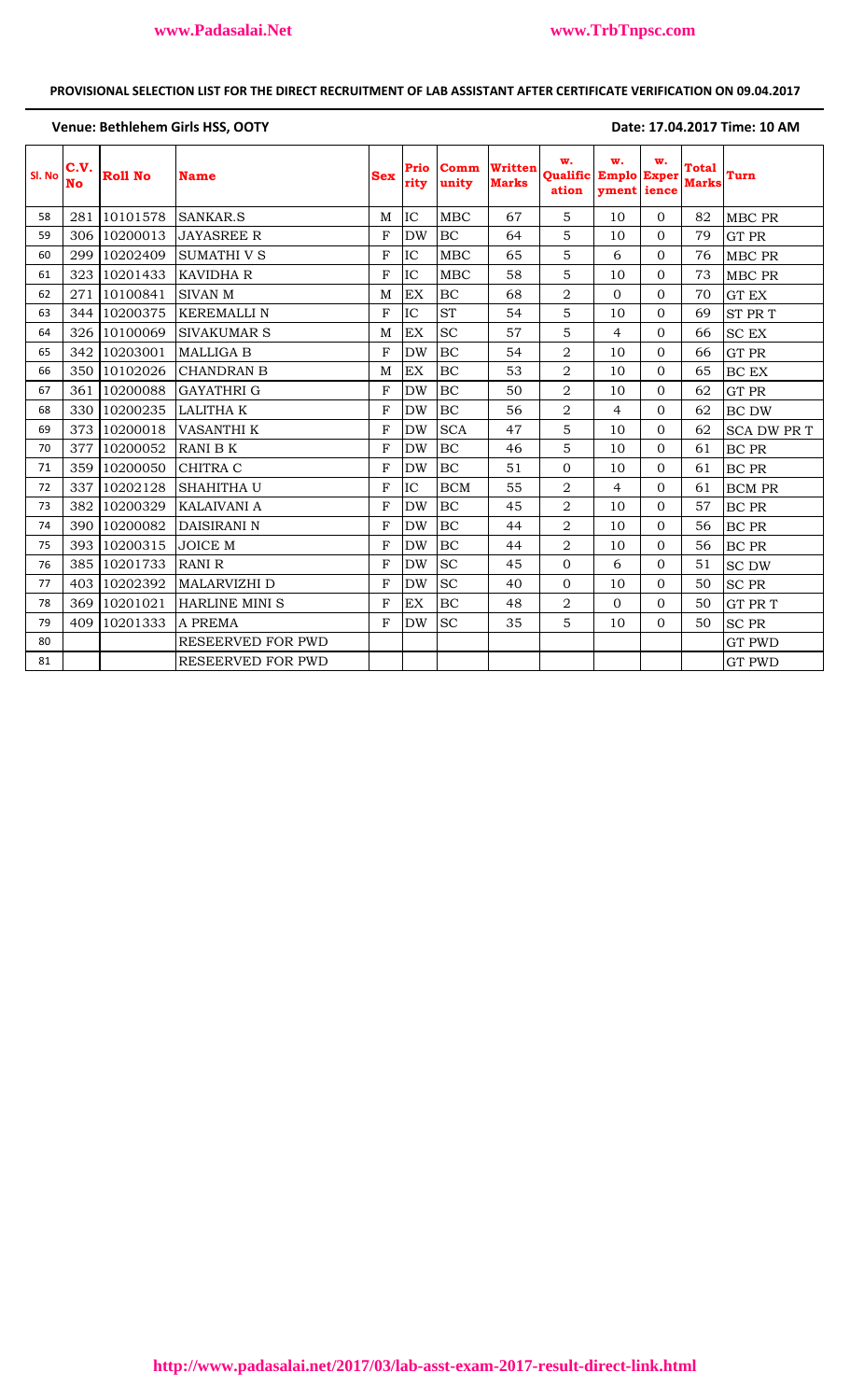www.Padasalai.Net www.TrbTnpsc.com

**PROVISIONAL SELECTION LIST FOR THE DIRECT RECRUITMENT OF LAB ASSISTANT AFTER CERTIFICATE VERIFICATION ON 09.04.2017**

**Venue: Bethlehem Girls HSS, OOTY** **Date: 17.04.2017 Time: 10 AM**

| Sl. No | C.V. No | Roll No | Name | Sex | Priority | Community | Written Marks | W. Qualification | W. Employment | W. Experience | Total Marks | Turn |
|---|---|---|---|---|---|---|---|---|---|---|---|---|
| 58 | 281 | 10101578 | SANKAR.S | M | IC | MBC | 67 | 5 | 10 | 0 | 82 | MBC PR |
| 59 | 306 | 10200013 | JAYASREE R | F | DW | BC | 64 | 5 | 10 | 0 | 79 | GT PR |
| 60 | 299 | 10202409 | SUMATHI V S | F | IC | MBC | 65 | 5 | 6 | 0 | 76 | MBC PR |
| 61 | 323 | 10201433 | KAVIDHA R | F | IC | MBC | 58 | 5 | 10 | 0 | 73 | MBC PR |
| 62 | 271 | 10100841 | SIVAN M | M | EX | BC | 68 | 2 | 0 | 0 | 70 | GT EX |
| 63 | 344 | 10200375 | KEREMALLI N | F | IC | ST | 54 | 5 | 10 | 0 | 69 | ST PR T |
| 64 | 326 | 10100069 | SIVAKUMAR S | M | EX | SC | 57 | 5 | 4 | 0 | 66 | SC EX |
| 65 | 342 | 10203001 | MALLIGA B | F | DW | BC | 54 | 2 | 10 | 0 | 66 | GT PR |
| 66 | 350 | 10102026 | CHANDRAN B | M | EX | BC | 53 | 2 | 10 | 0 | 65 | BC EX |
| 67 | 361 | 10200088 | GAYATHRI G | F | DW | BC | 50 | 2 | 10 | 0 | 62 | GT PR |
| 68 | 330 | 10200235 | LALITHA K | F | DW | BC | 56 | 2 | 4 | 0 | 62 | BC DW |
| 69 | 373 | 10200018 | VASANTHI K | F | DW | SCA | 47 | 5 | 10 | 0 | 62 | SCA DW PR T |
| 70 | 377 | 10200052 | RANI B K | F | DW | BC | 46 | 5 | 10 | 0 | 61 | BC PR |
| 71 | 359 | 10200050 | CHITRA C | F | DW | BC | 51 | 0 | 10 | 0 | 61 | BC PR |
| 72 | 337 | 10202128 | SHAHITHA U | F | IC | BCM | 55 | 2 | 4 | 0 | 61 | BCM PR |
| 73 | 382 | 10200329 | KALAIVANI A | F | DW | BC | 45 | 2 | 10 | 0 | 57 | BC PR |
| 74 | 390 | 10200082 | DAISIRANI N | F | DW | BC | 44 | 2 | 10 | 0 | 56 | BC PR |
| 75 | 393 | 10200315 | JOICE M | F | DW | BC | 44 | 2 | 10 | 0 | 56 | BC PR |
| 76 | 385 | 10201733 | RANI R | F | DW | SC | 45 | 0 | 6 | 0 | 51 | SC DW |
| 77 | 403 | 10202392 | MALARVIZHI D | F | DW | SC | 40 | 0 | 10 | 0 | 50 | SC PR |
| 78 | 369 | 10201021 | HARLINE MINI S | F | EX | BC | 48 | 2 | 0 | 0 | 50 | GT PR T |
| 79 | 409 | 10201333 | A PREMA | F | DW | SC | 35 | 5 | 10 | 0 | 50 | SC PR |
| 80 | | | RESEERVED FOR PWD | | | | | | | | | GT PWD |
| 81 | | | RESEERVED FOR PWD | | | | | | | | | GT PWD |

http://www.padasalai.net/2017/03/lab-asst-exam-2017-result-direct-link.html